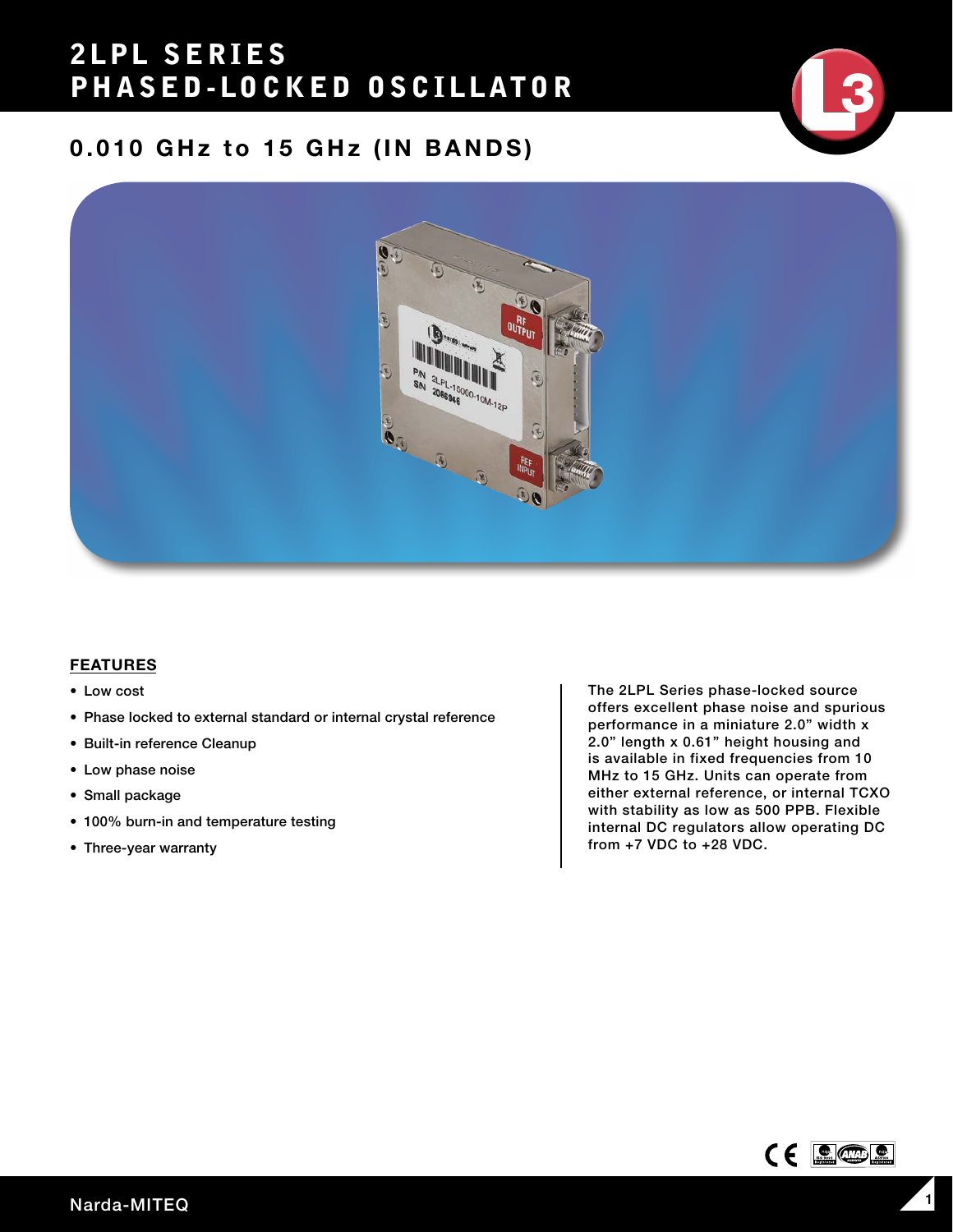# 2LPL SERIES PHASED-LOCKED OSCILLATOR

## 0.010 GHz to 15 GHz (IN BANDS)

### FEATURES

- Low cost
- Phase locked to external standard or internal crystal reference
- Built-in reference Cleanup
- Low phase noise
- Small package
- 100% burn-in and temperature testing
- Three-year warranty

The 2LPL Series phase-locked source offers excellent phase noise and spurious performance in a miniature 2.0" width x 2.0" length x 0.61" height housing and is available in fixed frequencies from 10 MHz to 15 GHz. Units can operate from either external reference, or internal TCXO with stability as low as 500 PPB. Flexible internal DC regulators allow operating DC from +7 VDC to +28 VDC.

Narda-MITEQ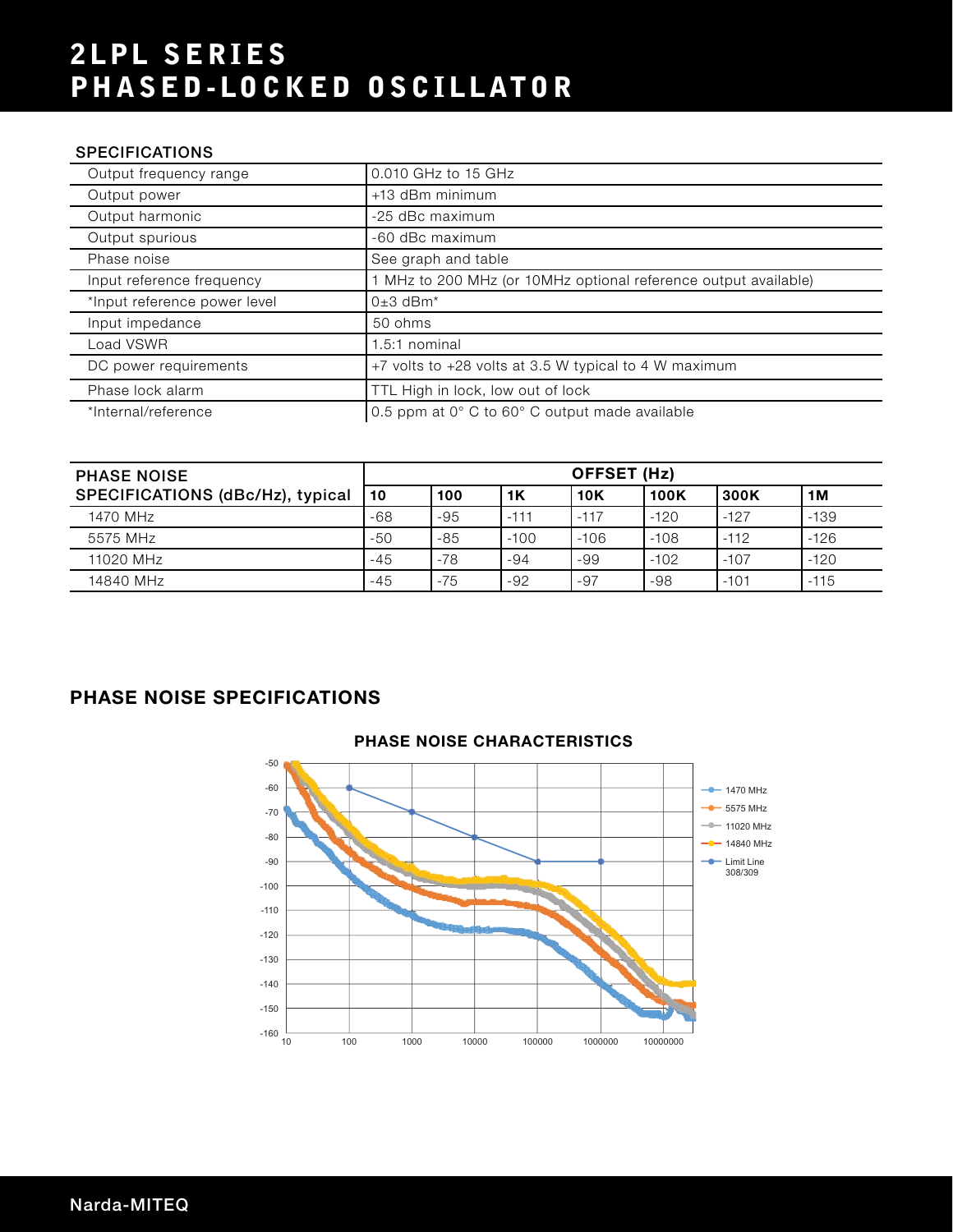# 2LPL SERIES PHASED-LOCKED OSCILLATOR

## SPECIFICATIONS

| | |
|---|---|
| Output frequency range | 0.010 GHz to 15 GHz |
| Output power | +13 dBm minimum |
| Output harmonic | -25 dBc maximum |
| Output spurious | -60 dBc maximum |
| Phase noise | See graph and table |
| Input reference frequency | 1 MHz to 200 MHz (or 10MHz optional reference output available) |
| *Input reference power level | 0±3 dBm* |
| Input impedance | 50 ohms |
| Load VSWR | 1.5:1 nominal |
| DC power requirements | +7 volts to +28 volts at 3.5 W typical to 4 W maximum |
| Phase lock alarm | TTL High in lock, low out of lock |
| *Internal/reference | 0.5 ppm at 0° C to 60° C output made available |

| PHASE NOISE SPECIFICATIONS (dBc/Hz), typical | OFFSET (Hz) | | | | | | |
|---|---|---|---|---|---|---|---|
| | 10 | 100 | 1K | 10K | 100K | 300K | 1M |
| 1470 MHz | -68 | -95 | -111 | -117 | -120 | -127 | -139 |
| 5575 MHz | -50 | -85 | -100 | -106 | -108 | -112 | -126 |
| 11020 MHz | -45 | -78 | -94 | -99 | -102 | -107 | -120 |
| 14840 MHz | -45 | -75 | -92 | -97 | -98 | -101 | -115 |

## PHASE NOISE SPECIFICATIONS

PHASE NOISE CHARACTERISTICS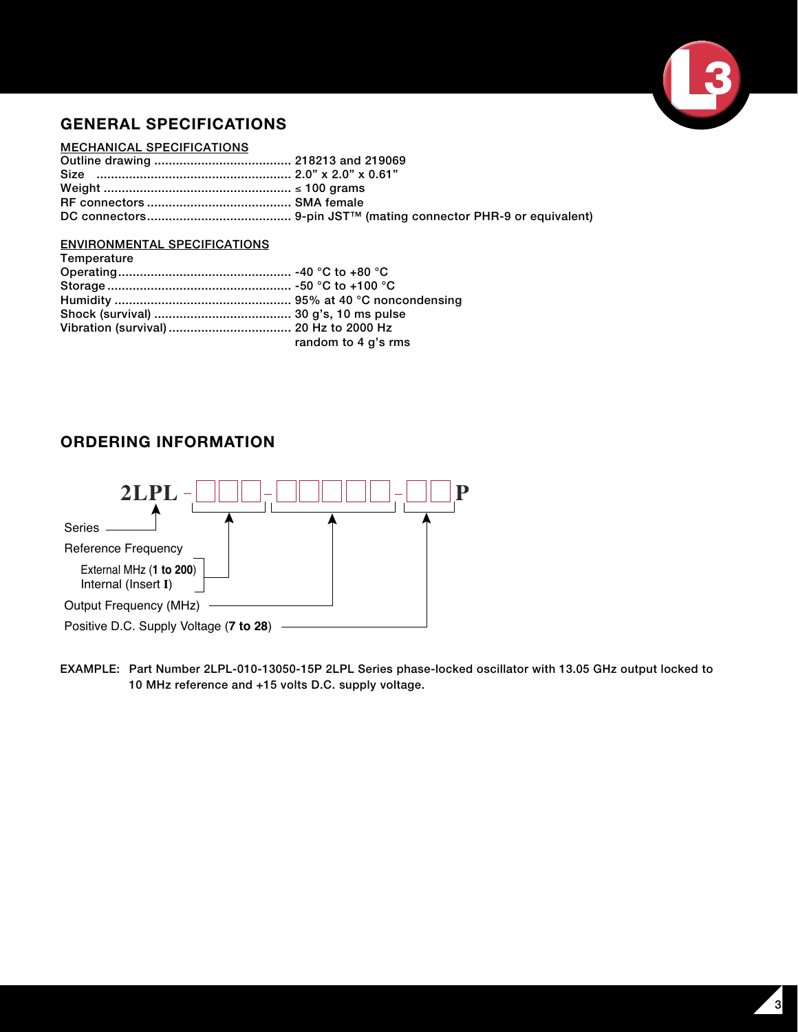## GENERAL SPECIFICATIONS

### MECHANICAL SPECIFICATIONS

| | |
|---|---|
| Outline drawing | 218213 and 219069 |
| Size | 2.0" x 2.0" x 0.61" |
| Weight | ≤ 100 grams |
| RF connectors | SMA female |
| DC connectors | 9-pin JST™ (mating connector PHR-9 or equivalent) |

### ENVIRONMENTAL SPECIFICATIONS

| | |
|---|---|
| Temperature | |
| Operating | -40 °C to +80 °C |
| Storage | -50 °C to +100 °C |
| Humidity | 95% at 40 °C noncondensing |
| Shock (survival) | 30 g's, 10 ms pulse |
| Vibration (survival) | 20 Hz to 2000 Hz random to 4 g's rms |

## ORDERING INFORMATION

**2LPL** - □□□ - □□□□□ - □□ **P**

- Series
- Reference Frequency
  - External MHz (**1 to 200**)
  - Internal (Insert **I**)
- Output Frequency (MHz)
- Positive D.C. Supply Voltage (**7 to 28**)

**EXAMPLE:** Part Number 2LPL-010-13050-15P 2LPL Series phase-locked oscillator with 13.05 GHz output locked to 10 MHz reference and +15 volts D.C. supply voltage.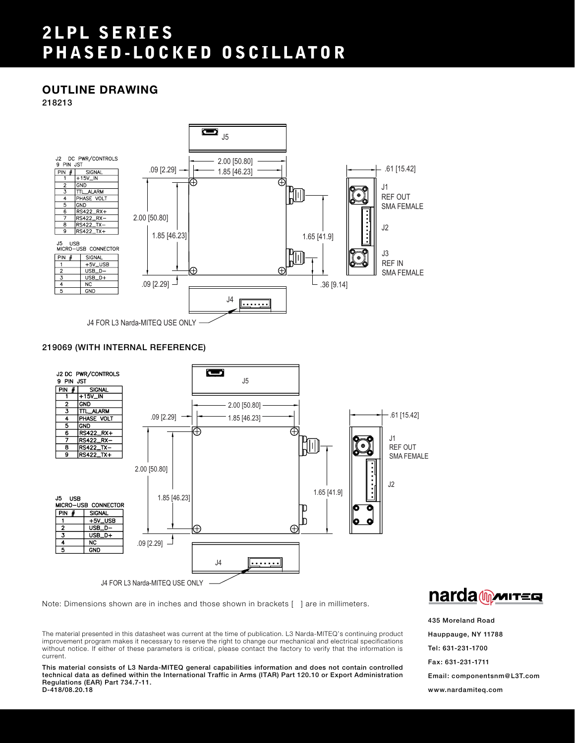# 2LPL SERIES PHASED-LOCKED OSCILLATOR

## OUTLINE DRAWING

**218213**

J2 DC PWR/CONTROLS
9 PIN JST

| PIN # | SIGNAL |
|---|---|
| 1 | +15V_IN |
| 2 | GND |
| 3 | TTL_ALARM |
| 4 | PHASE VOLT |
| 5 | GND |
| 6 | RS422_RX+ |
| 7 | RS422_RX− |
| 8 | RS422_TX− |
| 9 | RS422_TX+ |

J5 USB
MICRO−USB CONNECTOR

| PIN # | SIGNAL |
|---|---|
| 1 | +5V_USB |
| 2 | USB_D− |
| 3 | USB_D+ |
| 4 | NC |
| 5 | GND |

J5

.09 [2.29]
2.00 [50.80]
1.85 [46.23]
2.00 [50.80]
1.85 [46.23]
1.65 [41.9]
.09 [2.29]
.36 [9.14]
.61 [15.42]

J1
REF OUT
SMA FEMALE

J2

J3
REF IN
SMA FEMALE

J4

J4 FOR L3 Narda-MITEQ USE ONLY

**219069 (WITH INTERNAL REFERENCE)**

J2 DC PWR/CONTROLS
9 PIN JST

| PIN # | SIGNAL |
|---|---|
| 1 | +15V_IN |
| 2 | GND |
| 3 | TTL_ALARM |
| 4 | PHASE VOLT |
| 5 | GND |
| 6 | RS422_RX+ |
| 7 | RS422_RX− |
| 8 | RS422_TX− |
| 9 | RS422_TX+ |

J5 USB
MICRO−USB CONNECTOR

| PIN # | SIGNAL |
|---|---|
| 1 | +5V_USB |
| 2 | USB_D− |
| 3 | USB_D+ |
| 4 | NC |
| 5 | GND |

J5

.09 [2.29]
2.00 [50.80]
1.85 [46.23]
2.00 [50.80]
1.85 [46.23]
1.65 [41.9]
.09 [2.29]
.61 [15.42]

J1
REF OUT
SMA FEMALE

J2

J4

J4 FOR L3 Narda-MITEQ USE ONLY

Note: Dimensions shown are in inches and those shown in brackets [ ] are in millimeters.

The material presented in this datasheet was current at the time of publication. L3 Narda-MITEQ's continuing product improvement program makes it necessary to reserve the right to change our mechanical and electrical specifications without notice. If either of these parameters is critical, please contact the factory to verify that the information is current.

**This material consists of L3 Narda-MITEQ general capabilities information and does not contain controlled technical data as defined within the International Traffic in Arms (ITAR) Part 120.10 or Export Administration Regulations (EAR) Part 734.7-11.**
**D-418/08.20.18**

narda MITEQ

435 Moreland Road
Hauppauge, NY 11788
Tel: 631-231-1700
Fax: 631-231-1711
Email: componentsnm@L3T.com
www.nardamiteq.com